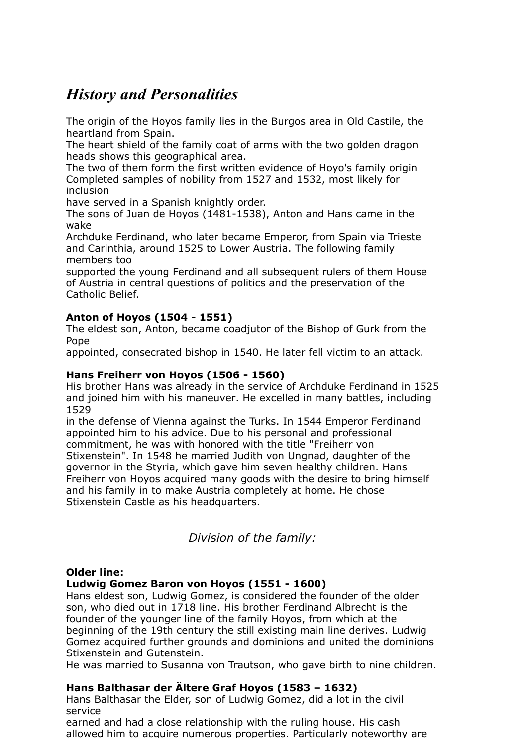# *History and Personalities*

The origin of the Hoyos family lies in the Burgos area in Old Castile, the heartland from Spain.
The heart shield of the family coat of arms with the two golden dragon heads shows this geographical area.
The two of them form the first written evidence of Hoyo's family origin Completed samples of nobility from 1527 and 1532, most likely for inclusion
have served in a Spanish knightly order.
The sons of Juan de Hoyos (1481-1538), Anton and Hans came in the wake
Archduke Ferdinand, who later became Emperor, from Spain via Trieste and Carinthia, around 1525 to Lower Austria. The following family members too
supported the young Ferdinand and all subsequent rulers of them House of Austria in central questions of politics and the preservation of the Catholic Belief.

**Anton of Hoyos (1504 - 1551)**
The eldest son, Anton, became coadjutor of the Bishop of Gurk from the Pope
appointed, consecrated bishop in 1540. He later fell victim to an attack.

**Hans Freiherr von Hoyos (1506 - 1560)**
His brother Hans was already in the service of Archduke Ferdinand in 1525 and joined him with his maneuver. He excelled in many battles, including 1529
in the defense of Vienna against the Turks. In 1544 Emperor Ferdinand appointed him to his advice. Due to his personal and professional commitment, he was with honored with the title "Freiherr von Stixenstein". In 1548 he married Judith von Ungnad, daughter of the governor in the Styria, which gave him seven healthy children. Hans Freiherr von Hoyos acquired many goods with the desire to bring himself and his family in to make Austria completely at home. He chose Stixenstein Castle as his headquarters.

*Division of the family:*

**Older line:**
**Ludwig Gomez Baron von Hoyos (1551 - 1600)**
Hans eldest son, Ludwig Gomez, is considered the founder of the older son, who died out in 1718 line. His brother Ferdinand Albrecht is the founder of the younger line of the family Hoyos, from which at the beginning of the 19th century the still existing main line derives. Ludwig Gomez acquired further grounds and dominions and united the dominions Stixenstein and Gutenstein.
He was married to Susanna von Trautson, who gave birth to nine children.

**Hans Balthasar der Ältere Graf Hoyos (1583 – 1632)**
Hans Balthasar the Elder, son of Ludwig Gomez, did a lot in the civil service
earned and had a close relationship with the ruling house. His cash allowed him to acquire numerous properties. Particularly noteworthy are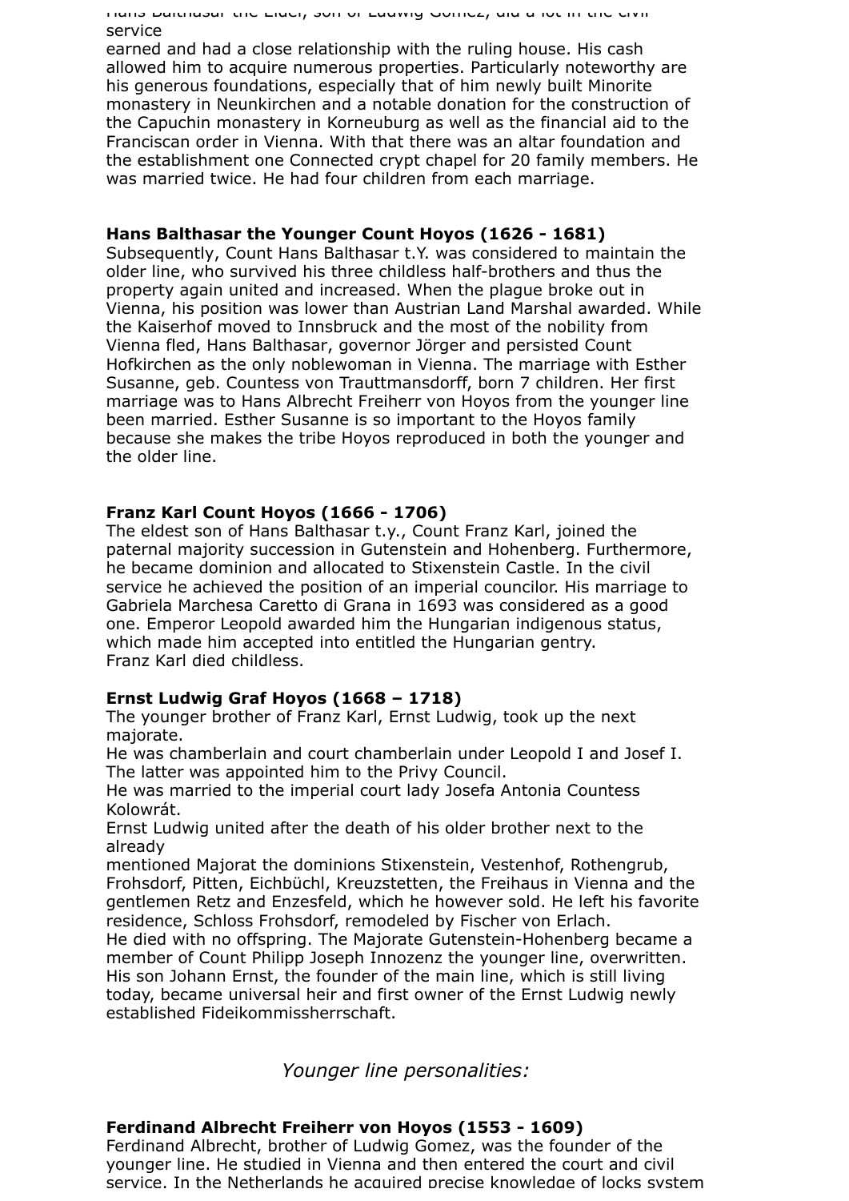Hans Balthasar the Elder, son of Ludwig Gomez, did a lot in the civil service
earned and had a close relationship with the ruling house. His cash allowed him to acquire numerous properties. Particularly noteworthy are his generous foundations, especially that of him newly built Minorite monastery in Neunkirchen and a notable donation for the construction of the Capuchin monastery in Korneuburg as well as the financial aid to the Franciscan order in Vienna. With that there was an altar foundation and the establishment one Connected crypt chapel for 20 family members. He was married twice. He had four children from each marriage.

**Hans Balthasar the Younger Count Hoyos (1626 - 1681)**
Subsequently, Count Hans Balthasar t.Y. was considered to maintain the older line, who survived his three childless half-brothers and thus the property again united and increased. When the plague broke out in Vienna, his position was lower than Austrian Land Marshal awarded. While the Kaiserhof moved to Innsbruck and the most of the nobility from Vienna fled, Hans Balthasar, governor Jörger and persisted Count Hofkirchen as the only noblewoman in Vienna. The marriage with Esther Susanne, geb. Countess von Trauttmansdorff, born 7 children. Her first marriage was to Hans Albrecht Freiherr von Hoyos from the younger line been married. Esther Susanne is so important to the Hoyos family because she makes the tribe Hoyos reproduced in both the younger and the older line.

**Franz Karl Count Hoyos (1666 - 1706)**
The eldest son of Hans Balthasar t.y., Count Franz Karl, joined the paternal majority succession in Gutenstein and Hohenberg. Furthermore, he became dominion and allocated to Stixenstein Castle. In the civil service he achieved the position of an imperial councilor. His marriage to Gabriela Marchesa Caretto di Grana in 1693 was considered as a good one. Emperor Leopold awarded him the Hungarian indigenous status, which made him accepted into entitled the Hungarian gentry.
Franz Karl died childless.

**Ernst Ludwig Graf Hoyos (1668 – 1718)**
The younger brother of Franz Karl, Ernst Ludwig, took up the next majorate.
He was chamberlain and court chamberlain under Leopold I and Josef I. The latter was appointed him to the Privy Council.
He was married to the imperial court lady Josefa Antonia Countess Kolowrát.
Ernst Ludwig united after the death of his older brother next to the already
mentioned Majorat the dominions Stixenstein, Vestenhof, Rothengrub, Frohsdorf, Pitten, Eichbüchl, Kreuzstetten, the Freihaus in Vienna and the gentlemen Retz and Enzesfeld, which he however sold. He left his favorite residence, Schloss Frohsdorf, remodeled by Fischer von Erlach.
He died with no offspring. The Majorate Gutenstein-Hohenberg became a member of Count Philipp Joseph Innozenz the younger line, overwritten. His son Johann Ernst, the founder of the main line, which is still living today, became universal heir and first owner of the Ernst Ludwig newly established Fideikommissherrschaft.

*Younger line personalities:*

**Ferdinand Albrecht Freiherr von Hoyos (1553 - 1609)**
Ferdinand Albrecht, brother of Ludwig Gomez, was the founder of the younger line. He studied in Vienna and then entered the court and civil service. In the Netherlands he acquired precise knowledge of locks system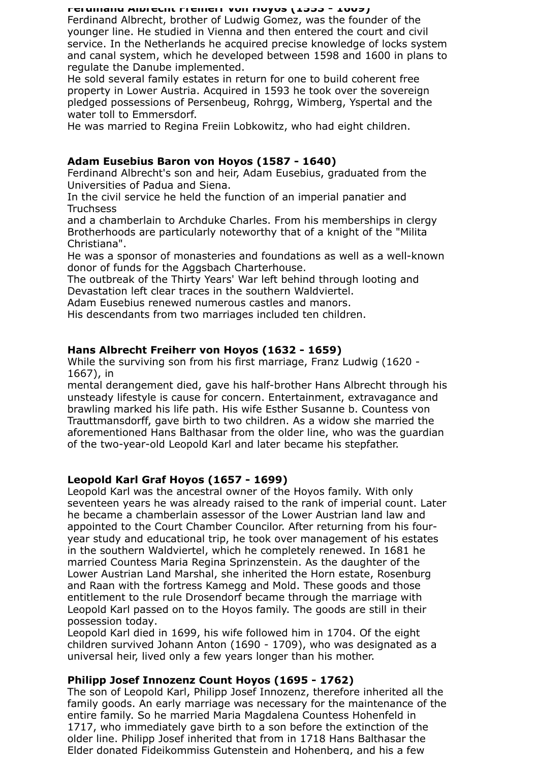**Ferdinand Albrecht Freiherr von Hoyos (1553 - 1609)**

Ferdinand Albrecht, brother of Ludwig Gomez, was the founder of the younger line. He studied in Vienna and then entered the court and civil service. In the Netherlands he acquired precise knowledge of locks system and canal system, which he developed between 1598 and 1600 in plans to regulate the Danube implemented.

He sold several family estates in return for one to build coherent free property in Lower Austria. Acquired in 1593 he took over the sovereign pledged possessions of Persenbeug, Rohrgg, Wimberg, Yspertal and the water toll to Emmersdorf.

He was married to Regina Freiin Lobkowitz, who had eight children.

**Adam Eusebius Baron von Hoyos (1587 - 1640)**

Ferdinand Albrecht's son and heir, Adam Eusebius, graduated from the Universities of Padua and Siena.

In the civil service he held the function of an imperial panatier and Truchsess

and a chamberlain to Archduke Charles. From his memberships in clergy Brotherhoods are particularly noteworthy that of a knight of the "Milita Christiana".

He was a sponsor of monasteries and foundations as well as a well-known donor of funds for the Aggsbach Charterhouse.

The outbreak of the Thirty Years' War left behind through looting and Devastation left clear traces in the southern Waldviertel.

Adam Eusebius renewed numerous castles and manors.

His descendants from two marriages included ten children.

**Hans Albrecht Freiherr von Hoyos (1632 - 1659)**

While the surviving son from his first marriage, Franz Ludwig (1620 - 1667), in

mental derangement died, gave his half-brother Hans Albrecht through his unsteady lifestyle is cause for concern. Entertainment, extravagance and brawling marked his life path. His wife Esther Susanne b. Countess von Trauttmansdorff, gave birth to two children. As a widow she married the aforementioned Hans Balthasar from the older line, who was the guardian of the two-year-old Leopold Karl and later became his stepfather.

**Leopold Karl Graf Hoyos (1657 - 1699)**

Leopold Karl was the ancestral owner of the Hoyos family. With only seventeen years he was already raised to the rank of imperial count. Later he became a chamberlain assessor of the Lower Austrian land law and appointed to the Court Chamber Councilor. After returning from his four-year study and educational trip, he took over management of his estates in the southern Waldviertel, which he completely renewed. In 1681 he married Countess Maria Regina Sprinzenstein. As the daughter of the Lower Austrian Land Marshal, she inherited the Horn estate, Rosenburg and Raan with the fortress Kamegg and Mold. These goods and those entitlement to the rule Drosendorf became through the marriage with Leopold Karl passed on to the Hoyos family. The goods are still in their possession today.

Leopold Karl died in 1699, his wife followed him in 1704. Of the eight children survived Johann Anton (1690 - 1709), who was designated as a universal heir, lived only a few years longer than his mother.

**Philipp Josef Innozenz Count Hoyos (1695 - 1762)**

The son of Leopold Karl, Philipp Josef Innozenz, therefore inherited all the family goods. An early marriage was necessary for the maintenance of the entire family. So he married Maria Magdalena Countess Hohenfeld in 1717, who immediately gave birth to a son before the extinction of the older line. Philipp Josef inherited that from in 1718 Hans Balthasar the Elder donated Fideikommiss Gutenstein and Hohenberg, and his a few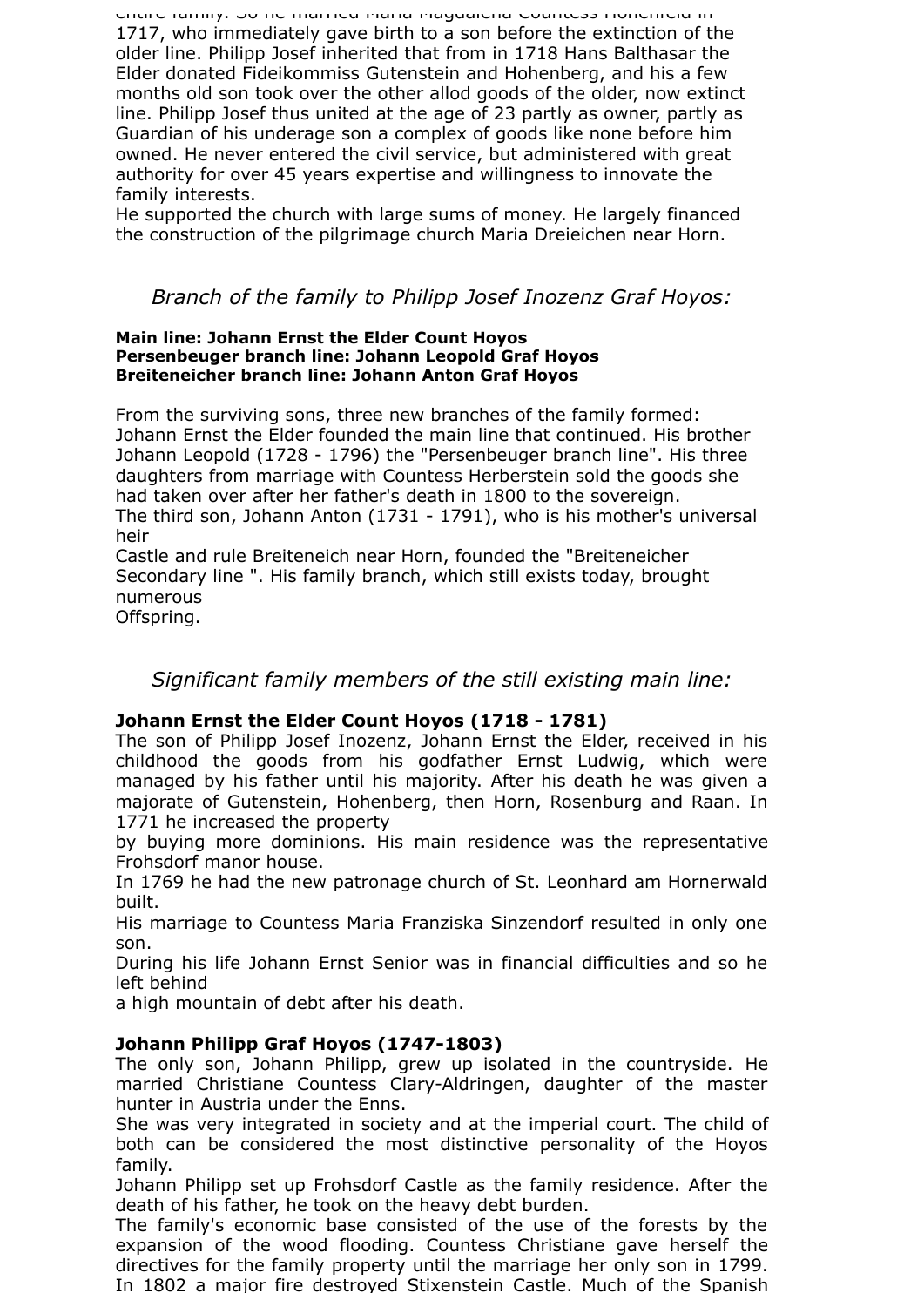entire family. So he married Maria Magdalena Countess Hohenfeld in 1717, who immediately gave birth to a son before the extinction of the older line. Philipp Josef inherited that from in 1718 Hans Balthasar the Elder donated Fideikommiss Gutenstein and Hohenberg, and his a few months old son took over the other allod goods of the older, now extinct line. Philipp Josef thus united at the age of 23 partly as owner, partly as Guardian of his underage son a complex of goods like none before him owned. He never entered the civil service, but administered with great authority for over 45 years expertise and willingness to innovate the family interests.
He supported the church with large sums of money. He largely financed the construction of the pilgrimage church Maria Dreieichen near Horn.

## *Branch of the family to Philipp Josef Inozenz Graf Hoyos:*

**Main line: Johann Ernst the Elder Count Hoyos**
**Persenbeuger branch line: Johann Leopold Graf Hoyos**
**Breiteneicher branch line: Johann Anton Graf Hoyos**

From the surviving sons, three new branches of the family formed:
Johann Ernst the Elder founded the main line that continued. His brother Johann Leopold (1728 - 1796) the "Persenbeuger branch line". His three daughters from marriage with Countess Herberstein sold the goods she had taken over after her father's death in 1800 to the sovereign.
The third son, Johann Anton (1731 - 1791), who is his mother's universal heir
Castle and rule Breiteneich near Horn, founded the "Breiteneicher Secondary line ". His family branch, which still exists today, brought numerous
Offspring.

## *Significant family members of the still existing main line:*

**Johann Ernst the Elder Count Hoyos (1718 - 1781)**
The son of Philipp Josef Inozenz, Johann Ernst the Elder, received in his childhood the goods from his godfather Ernst Ludwig, which were managed by his father until his majority. After his death he was given a majorate of Gutenstein, Hohenberg, then Horn, Rosenburg and Raan. In 1771 he increased the property
by buying more dominions. His main residence was the representative Frohsdorf manor house.
In 1769 he had the new patronage church of St. Leonhard am Hornerwald built.
His marriage to Countess Maria Franziska Sinzendorf resulted in only one son.
During his life Johann Ernst Senior was in financial difficulties and so he left behind
a high mountain of debt after his death.

**Johann Philipp Graf Hoyos (1747-1803)**
The only son, Johann Philipp, grew up isolated in the countryside. He married Christiane Countess Clary-Aldringen, daughter of the master hunter in Austria under the Enns.
She was very integrated in society and at the imperial court. The child of both can be considered the most distinctive personality of the Hoyos family.
Johann Philipp set up Frohsdorf Castle as the family residence. After the death of his father, he took on the heavy debt burden.
The family's economic base consisted of the use of the forests by the expansion of the wood flooding. Countess Christiane gave herself the directives for the family property until the marriage her only son in 1799.
In 1802 a major fire destroyed Stixenstein Castle. Much of the Spanish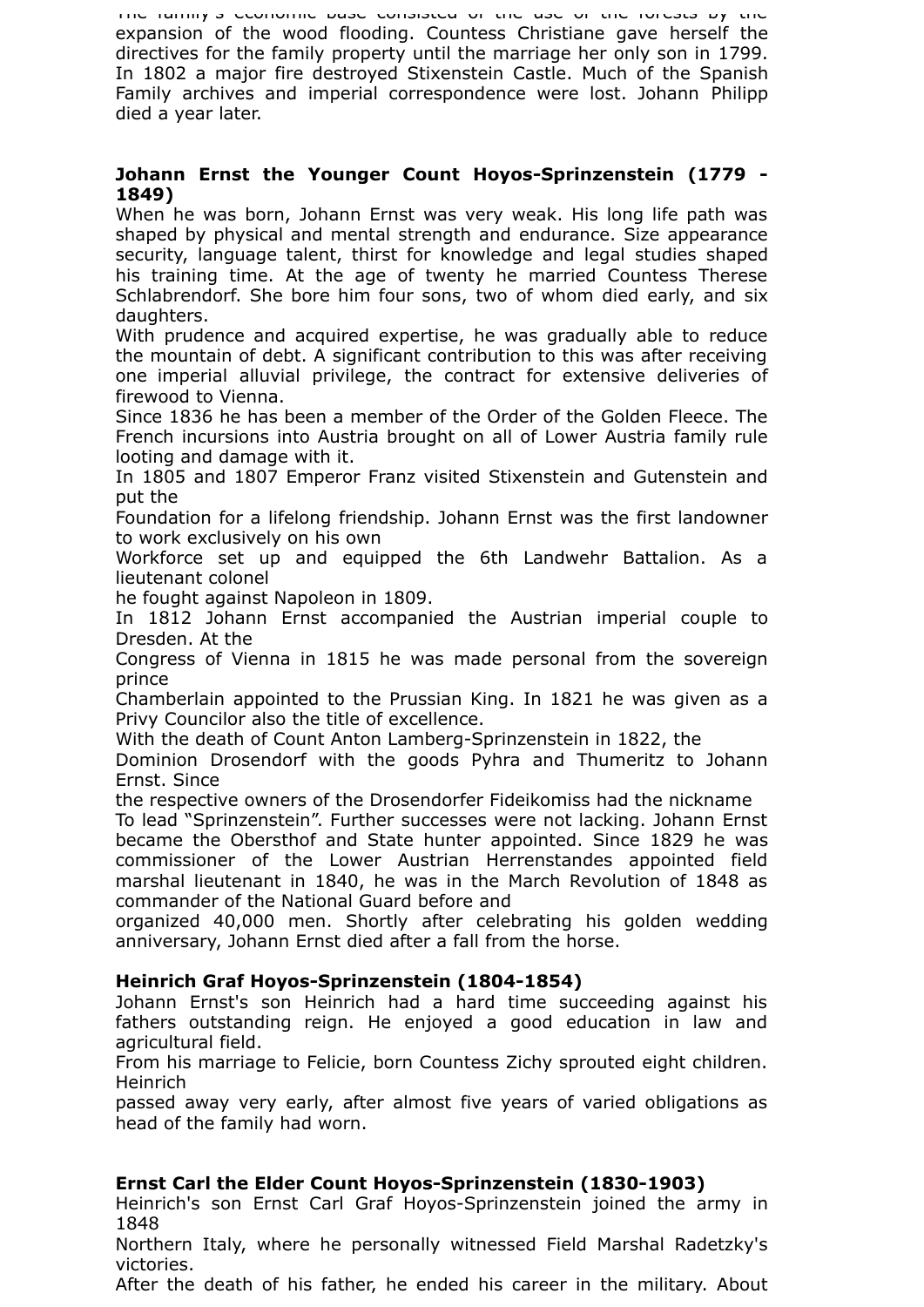The family's economic base consisted of the use of the forests by the expansion of the wood flooding. Countess Christiane gave herself the directives for the family property until the marriage her only son in 1799. In 1802 a major fire destroyed Stixenstein Castle. Much of the Spanish Family archives and imperial correspondence were lost. Johann Philipp died a year later.

**Johann Ernst the Younger Count Hoyos-Sprinzenstein (1779 - 1849)**
When he was born, Johann Ernst was very weak. His long life path was shaped by physical and mental strength and endurance. Size appearance security, language talent, thirst for knowledge and legal studies shaped his training time. At the age of twenty he married Countess Therese Schlabrendorf. She bore him four sons, two of whom died early, and six daughters.
With prudence and acquired expertise, he was gradually able to reduce the mountain of debt. A significant contribution to this was after receiving one imperial alluvial privilege, the contract for extensive deliveries of firewood to Vienna.
Since 1836 he has been a member of the Order of the Golden Fleece. The French incursions into Austria brought on all of Lower Austria family rule looting and damage with it.
In 1805 and 1807 Emperor Franz visited Stixenstein and Gutenstein and put the
Foundation for a lifelong friendship. Johann Ernst was the first landowner to work exclusively on his own
Workforce set up and equipped the 6th Landwehr Battalion. As a lieutenant colonel
he fought against Napoleon in 1809.
In 1812 Johann Ernst accompanied the Austrian imperial couple to Dresden. At the
Congress of Vienna in 1815 he was made personal from the sovereign prince
Chamberlain appointed to the Prussian King. In 1821 he was given as a Privy Councilor also the title of excellence.
With the death of Count Anton Lamberg-Sprinzenstein in 1822, the
Dominion Drosendorf with the goods Pyhra and Thumeritz to Johann Ernst. Since
the respective owners of the Drosendorfer Fideikomiss had the nickname
To lead "Sprinzenstein". Further successes were not lacking. Johann Ernst became the Obersthof and State hunter appointed. Since 1829 he was commissioner of the Lower Austrian Herrenstandes appointed field marshal lieutenant in 1840, he was in the March Revolution of 1848 as commander of the National Guard before and
organized 40,000 men. Shortly after celebrating his golden wedding anniversary, Johann Ernst died after a fall from the horse.

**Heinrich Graf Hoyos-Sprinzenstein (1804-1854)**
Johann Ernst's son Heinrich had a hard time succeeding against his fathers outstanding reign. He enjoyed a good education in law and agricultural field.
From his marriage to Felicie, born Countess Zichy sprouted eight children. Heinrich
passed away very early, after almost five years of varied obligations as head of the family had worn.

**Ernst Carl the Elder Count Hoyos-Sprinzenstein (1830-1903)**
Heinrich's son Ernst Carl Graf Hoyos-Sprinzenstein joined the army in 1848
Northern Italy, where he personally witnessed Field Marshal Radetzky's victories.
After the death of his father, he ended his career in the military. About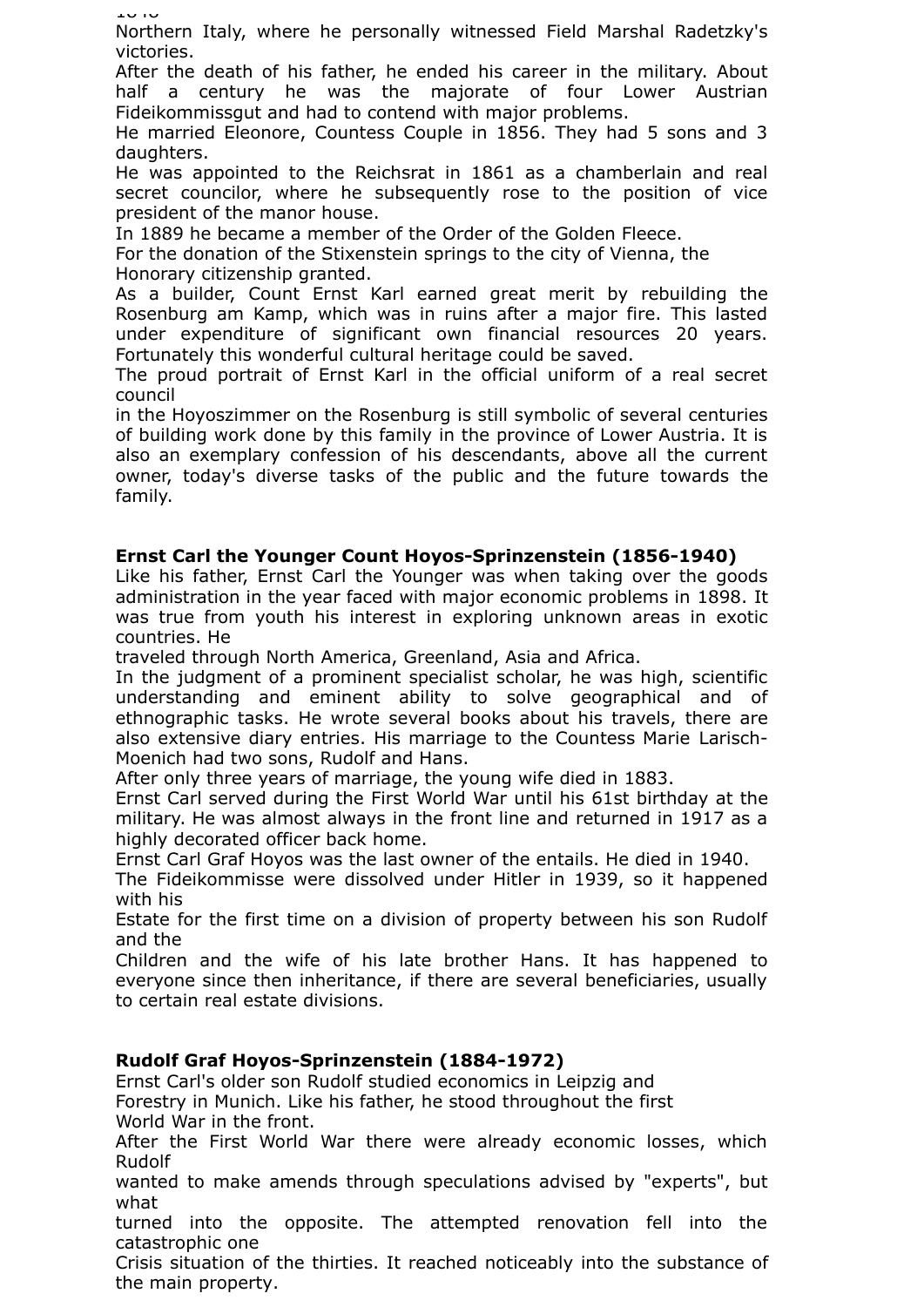Northern Italy, where he personally witnessed Field Marshal Radetzky's victories.
After the death of his father, he ended his career in the military. About half a century he was the majorate of four Lower Austrian Fideikommissgut and had to contend with major problems.
He married Eleonore, Countess Couple in 1856. They had 5 sons and 3 daughters.
He was appointed to the Reichsrat in 1861 as a chamberlain and real secret councilor, where he subsequently rose to the position of vice president of the manor house.
In 1889 he became a member of the Order of the Golden Fleece.
For the donation of the Stixenstein springs to the city of Vienna, the Honorary citizenship granted.
As a builder, Count Ernst Karl earned great merit by rebuilding the Rosenburg am Kamp, which was in ruins after a major fire. This lasted under expenditure of significant own financial resources 20 years. Fortunately this wonderful cultural heritage could be saved.
The proud portrait of Ernst Karl in the official uniform of a real secret council
in the Hoyoszimmer on the Rosenburg is still symbolic of several centuries of building work done by this family in the province of Lower Austria. It is also an exemplary confession of his descendants, above all the current owner, today's diverse tasks of the public and the future towards the family.

**Ernst Carl the Younger Count Hoyos-Sprinzenstein (1856-1940)**

Like his father, Ernst Carl the Younger was when taking over the goods administration in the year faced with major economic problems in 1898. It was true from youth his interest in exploring unknown areas in exotic countries. He
traveled through North America, Greenland, Asia and Africa.
In the judgment of a prominent specialist scholar, he was high, scientific understanding and eminent ability to solve geographical and of ethnographic tasks. He wrote several books about his travels, there are also extensive diary entries. His marriage to the Countess Marie Larisch-Moenich had two sons, Rudolf and Hans.
After only three years of marriage, the young wife died in 1883.
Ernst Carl served during the First World War until his 61st birthday at the military. He was almost always in the front line and returned in 1917 as a highly decorated officer back home.
Ernst Carl Graf Hoyos was the last owner of the entails. He died in 1940.
The Fideikommisse were dissolved under Hitler in 1939, so it happened with his
Estate for the first time on a division of property between his son Rudolf and the
Children and the wife of his late brother Hans. It has happened to everyone since then inheritance, if there are several beneficiaries, usually to certain real estate divisions.

**Rudolf Graf Hoyos-Sprinzenstein (1884-1972)**

Ernst Carl's older son Rudolf studied economics in Leipzig and
Forestry in Munich. Like his father, he stood throughout the first
World War in the front.
After the First World War there were already economic losses, which Rudolf
wanted to make amends through speculations advised by "experts", but what
turned into the opposite. The attempted renovation fell into the catastrophic one
Crisis situation of the thirties. It reached noticeably into the substance of the main property.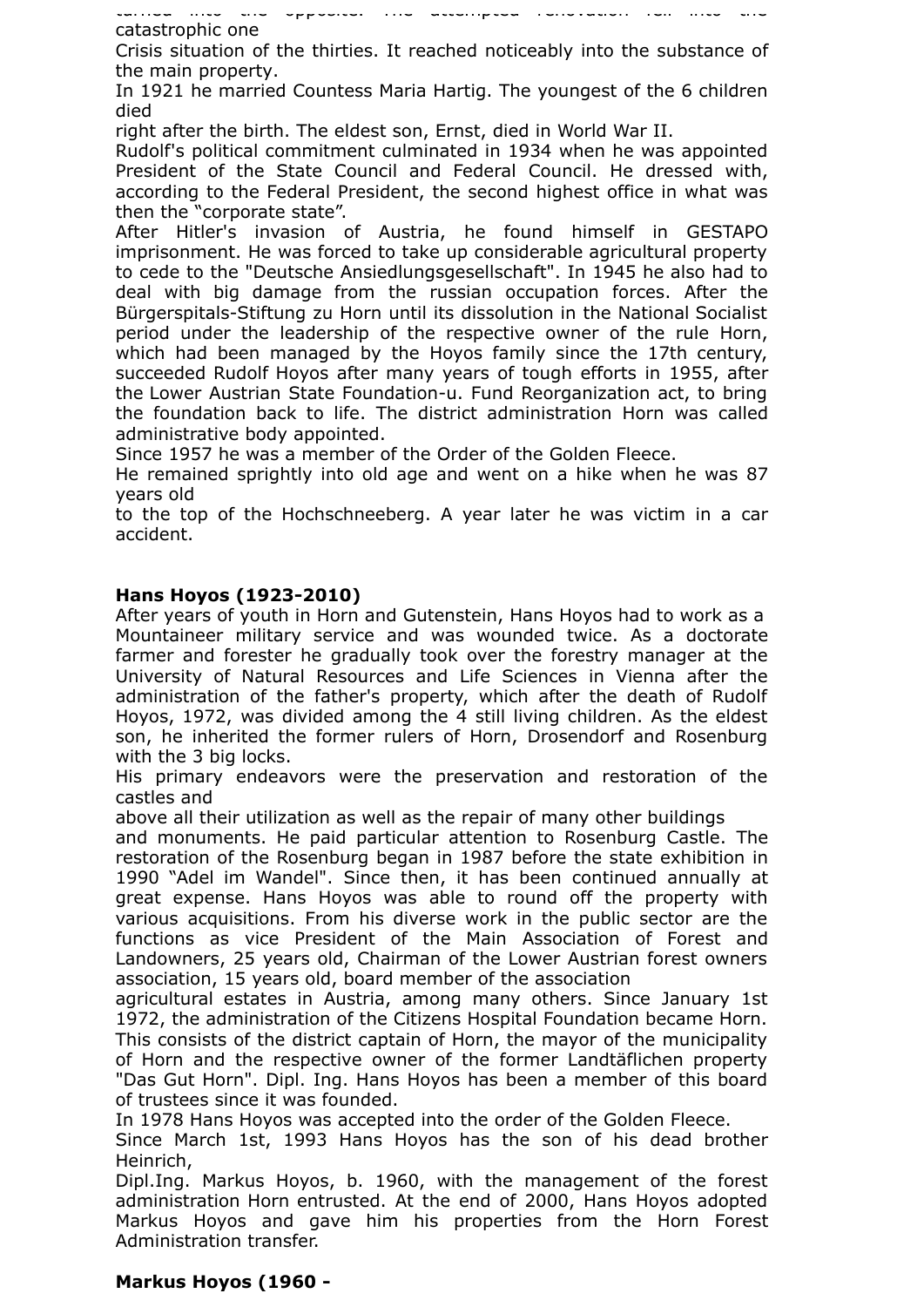turned into the opposite. The attempted renovation fell into the catastrophic one
Crisis situation of the thirties. It reached noticeably into the substance of the main property.
In 1921 he married Countess Maria Hartig. The youngest of the 6 children died
right after the birth. The eldest son, Ernst, died in World War II.
Rudolf's political commitment culminated in 1934 when he was appointed President of the State Council and Federal Council. He dressed with, according to the Federal President, the second highest office in what was then the "corporate state".
After Hitler's invasion of Austria, he found himself in GESTAPO imprisonment. He was forced to take up considerable agricultural property to cede to the "Deutsche Ansiedlungsgesellschaft". In 1945 he also had to deal with big damage from the russian occupation forces. After the Bürgerspitals-Stiftung zu Horn until its dissolution in the National Socialist period under the leadership of the respective owner of the rule Horn, which had been managed by the Hoyos family since the 17th century, succeeded Rudolf Hoyos after many years of tough efforts in 1955, after the Lower Austrian State Foundation-u. Fund Reorganization act, to bring the foundation back to life. The district administration Horn was called administrative body appointed.
Since 1957 he was a member of the Order of the Golden Fleece.
He remained sprightly into old age and went on a hike when he was 87 years old
to the top of the Hochschneeberg. A year later he was victim in a car accident.

**Hans Hoyos (1923-2010)**

After years of youth in Horn and Gutenstein, Hans Hoyos had to work as a Mountaineer military service and was wounded twice. As a doctorate farmer and forester he gradually took over the forestry manager at the University of Natural Resources and Life Sciences in Vienna after the administration of the father's property, which after the death of Rudolf Hoyos, 1972, was divided among the 4 still living children. As the eldest son, he inherited the former rulers of Horn, Drosendorf and Rosenburg with the 3 big locks.
His primary endeavors were the preservation and restoration of the castles and
above all their utilization as well as the repair of many other buildings
and monuments. He paid particular attention to Rosenburg Castle. The restoration of the Rosenburg began in 1987 before the state exhibition in 1990 "Adel im Wandel". Since then, it has been continued annually at great expense. Hans Hoyos was able to round off the property with various acquisitions. From his diverse work in the public sector are the functions as vice President of the Main Association of Forest and Landowners, 25 years old, Chairman of the Lower Austrian forest owners association, 15 years old, board member of the association
agricultural estates in Austria, among many others. Since January 1st 1972, the administration of the Citizens Hospital Foundation became Horn. This consists of the district captain of Horn, the mayor of the municipality of Horn and the respective owner of the former Landtäflichen property "Das Gut Horn". Dipl. Ing. Hans Hoyos has been a member of this board of trustees since it was founded.
In 1978 Hans Hoyos was accepted into the order of the Golden Fleece.
Since March 1st, 1993 Hans Hoyos has the son of his dead brother Heinrich,
Dipl.Ing. Markus Hoyos, b. 1960, with the management of the forest administration Horn entrusted. At the end of 2000, Hans Hoyos adopted Markus Hoyos and gave him his properties from the Horn Forest Administration transfer.

**Markus Hoyos (1960 -**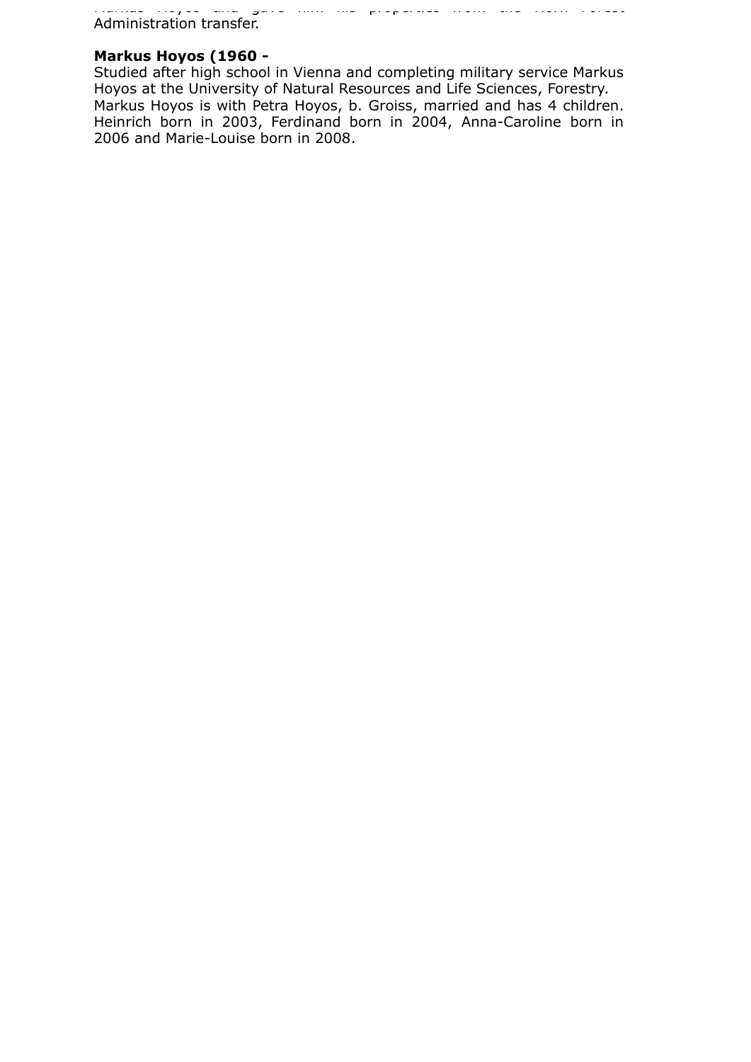Markus Hoyos and gave him his properties from the Horn Forest Administration transfer.

**Markus Hoyos (1960 -**

Studied after high school in Vienna and completing military service Markus Hoyos at the University of Natural Resources and Life Sciences, Forestry.
Markus Hoyos is with Petra Hoyos, b. Groiss, married and has 4 children. Heinrich born in 2003, Ferdinand born in 2004, Anna-Caroline born in 2006 and Marie-Louise born in 2008.